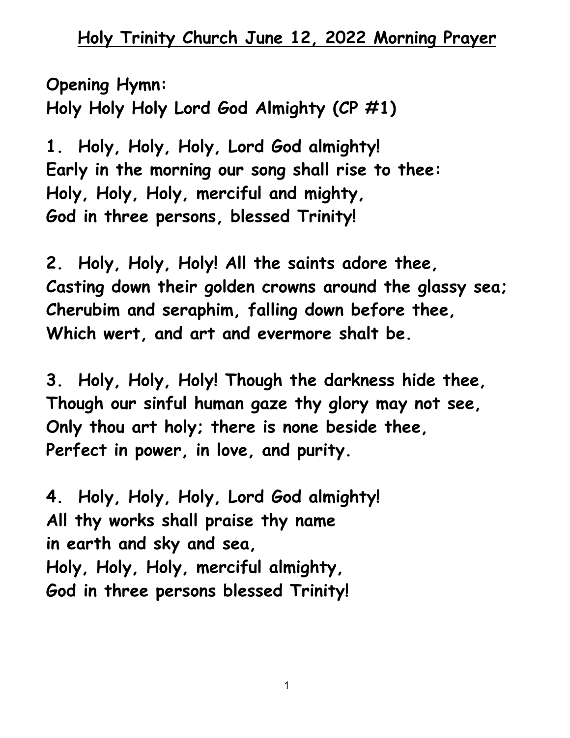# Holy Trinity Church June 12, 2022 Morning Prayer

**Opening Hymn:**
**Holy Holy Holy Lord God Almighty (CP #1)**

**1. Holy, Holy, Holy, Lord God almighty!**
**Early in the morning our song shall rise to thee:**
**Holy, Holy, Holy, merciful and mighty,**
**God in three persons, blessed Trinity!**

**2. Holy, Holy, Holy! All the saints adore thee,**
**Casting down their golden crowns around the glassy sea;**
**Cherubim and seraphim, falling down before thee,**
**Which wert, and art and evermore shalt be.**

**3. Holy, Holy, Holy! Though the darkness hide thee,**
**Though our sinful human gaze thy glory may not see,**
**Only thou art holy; there is none beside thee,**
**Perfect in power, in love, and purity.**

**4. Holy, Holy, Holy, Lord God almighty!**
**All thy works shall praise thy name**
**in earth and sky and sea,**
**Holy, Holy, Holy, merciful almighty,**
**God in three persons blessed Trinity!**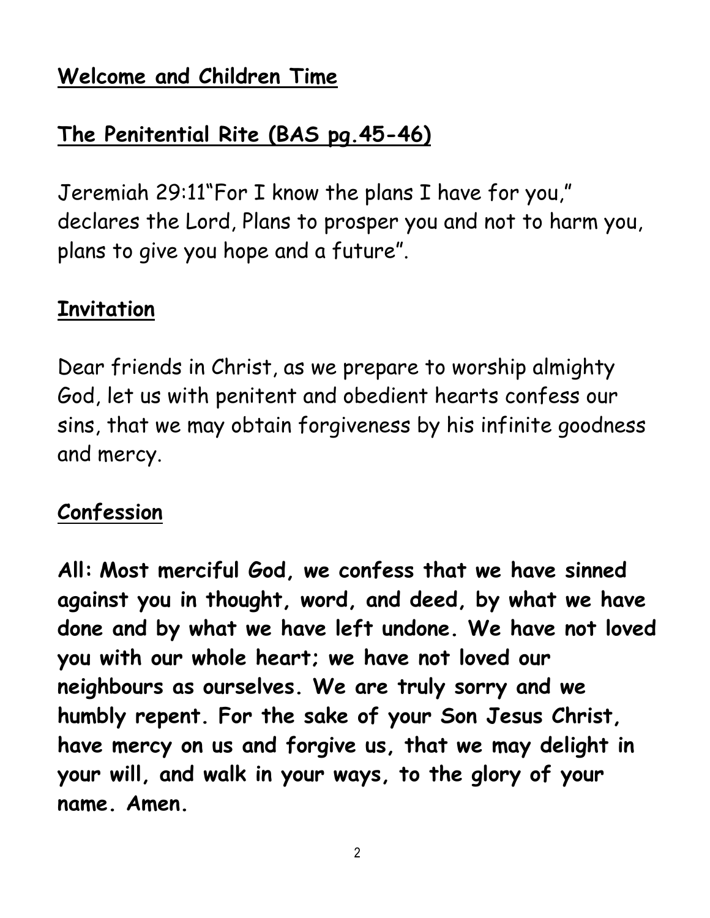## **Welcome and Children Time**

## **The Penitential Rite (BAS pg.45-46)**

Jeremiah 29:11"For I know the plans I have for you," declares the Lord, Plans to prosper you and not to harm you, plans to give you hope and a future".

## **Invitation**

Dear friends in Christ, as we prepare to worship almighty God, let us with penitent and obedient hearts confess our sins, that we may obtain forgiveness by his infinite goodness and mercy.

## **Confession**

**All: Most merciful God, we confess that we have sinned against you in thought, word, and deed, by what we have done and by what we have left undone. We have not loved you with our whole heart; we have not loved our neighbours as ourselves. We are truly sorry and we humbly repent. For the sake of your Son Jesus Christ, have mercy on us and forgive us, that we may delight in your will, and walk in your ways, to the glory of your name. Amen.**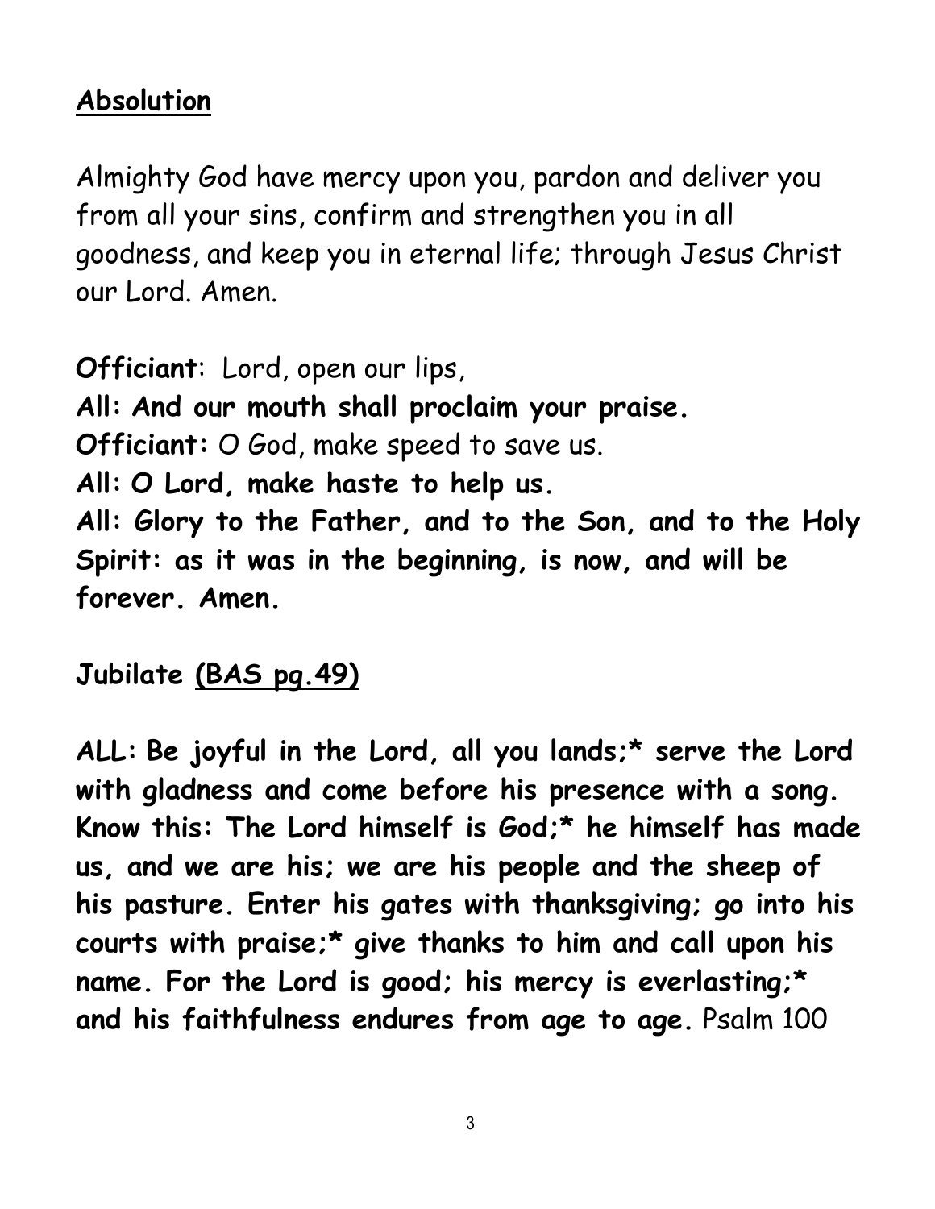## **Absolution**

Almighty God have mercy upon you, pardon and deliver you from all your sins, confirm and strengthen you in all goodness, and keep you in eternal life; through Jesus Christ our Lord. Amen.

**Officiant**: Lord, open our lips,
**All: And our mouth shall proclaim your praise.**
**Officiant:** O God, make speed to save us.
**All: O Lord, make haste to help us.**
**All: Glory to the Father, and to the Son, and to the Holy Spirit: as it was in the beginning, is now, and will be forever. Amen.**

**Jubilate** **(BAS pg.49)**

**ALL: Be joyful in the Lord, all you lands;* serve the Lord with gladness and come before his presence with a song. Know this: The Lord himself is God;* he himself has made us, and we are his; we are his people and the sheep of his pasture. Enter his gates with thanksgiving; go into his courts with praise;* give thanks to him and call upon his name. For the Lord is good; his mercy is everlasting;* and his faithfulness endures from age to age.** Psalm 100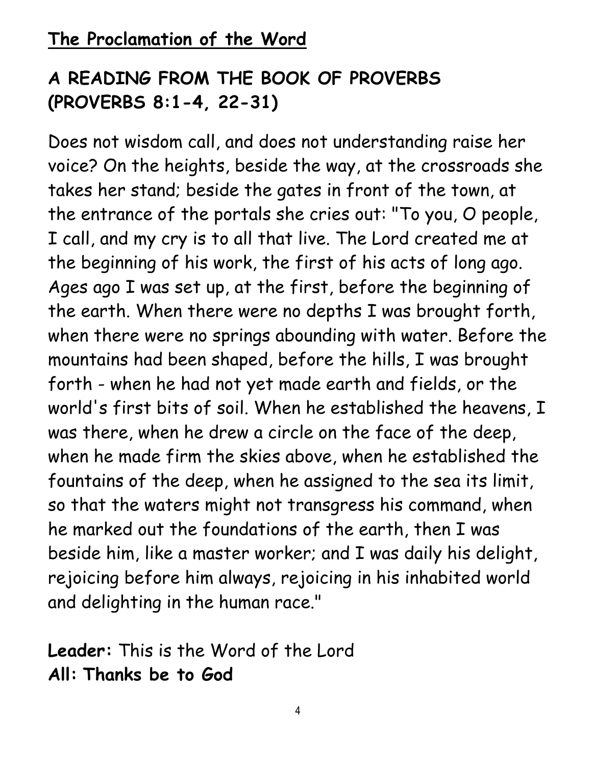## The Proclamation of the Word

### A READING FROM THE BOOK OF PROVERBS (PROVERBS 8:1-4, 22-31)

Does not wisdom call, and does not understanding raise her voice? On the heights, beside the way, at the crossroads she takes her stand; beside the gates in front of the town, at the entrance of the portals she cries out: "To you, O people, I call, and my cry is to all that live. The Lord created me at the beginning of his work, the first of his acts of long ago. Ages ago I was set up, at the first, before the beginning of the earth. When there were no depths I was brought forth, when there were no springs abounding with water. Before the mountains had been shaped, before the hills, I was brought forth - when he had not yet made earth and fields, or the world's first bits of soil. When he established the heavens, I was there, when he drew a circle on the face of the deep, when he made firm the skies above, when he established the fountains of the deep, when he assigned to the sea its limit, so that the waters might not transgress his command, when he marked out the foundations of the earth, then I was beside him, like a master worker; and I was daily his delight, rejoicing before him always, rejoicing in his inhabited world and delighting in the human race."

**Leader:** This is the Word of the Lord
**All: Thanks be to God**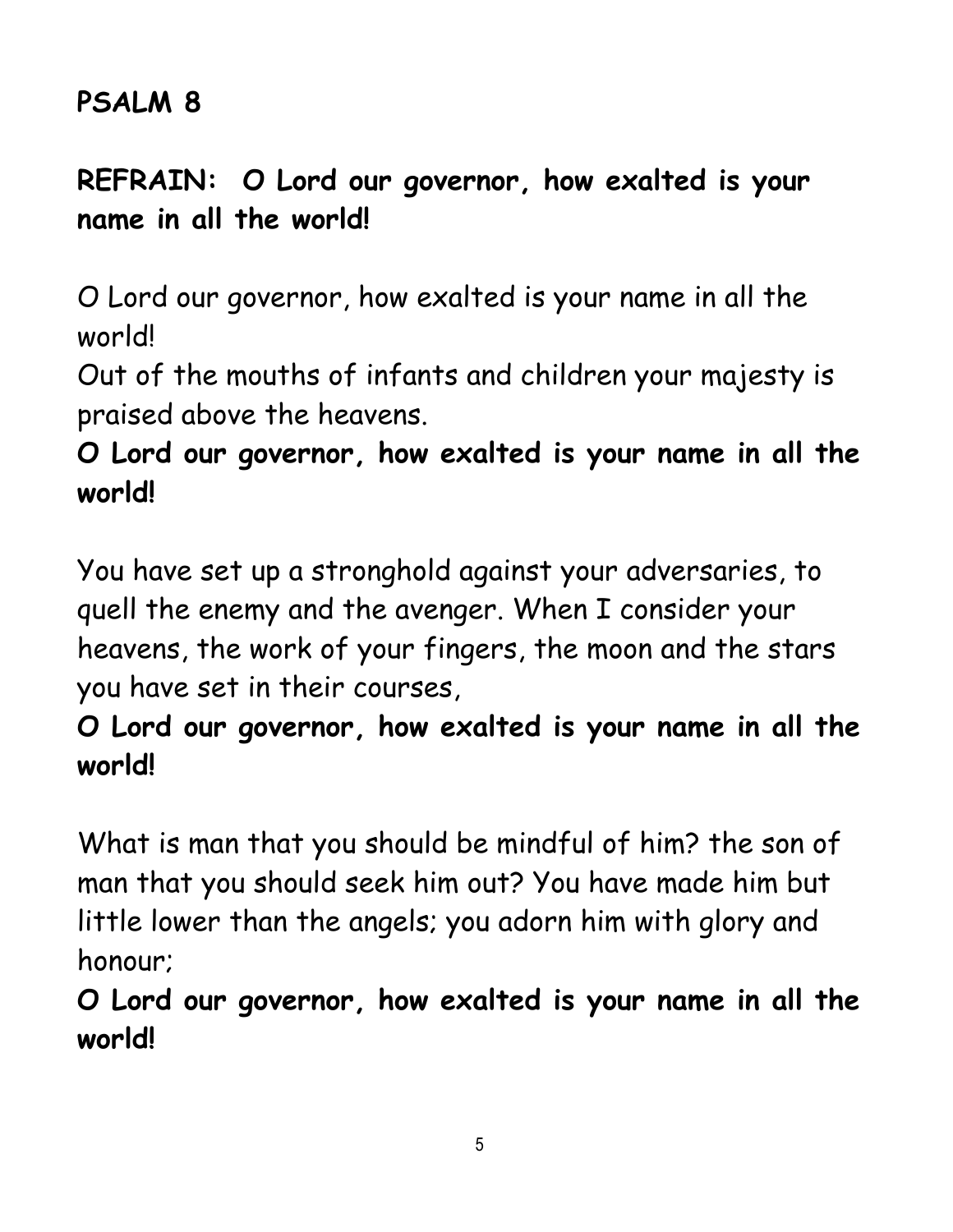## PSALM 8

**REFRAIN: O Lord our governor, how exalted is your name in all the world!**

O Lord our governor, how exalted is your name in all the world!
Out of the mouths of infants and children your majesty is praised above the heavens.
**O Lord our governor, how exalted is your name in all the world!**

You have set up a stronghold against your adversaries, to quell the enemy and the avenger. When I consider your heavens, the work of your fingers, the moon and the stars you have set in their courses,
**O Lord our governor, how exalted is your name in all the world!**

What is man that you should be mindful of him? the son of man that you should seek him out? You have made him but little lower than the angels; you adorn him with glory and honour;
**O Lord our governor, how exalted is your name in all the world!**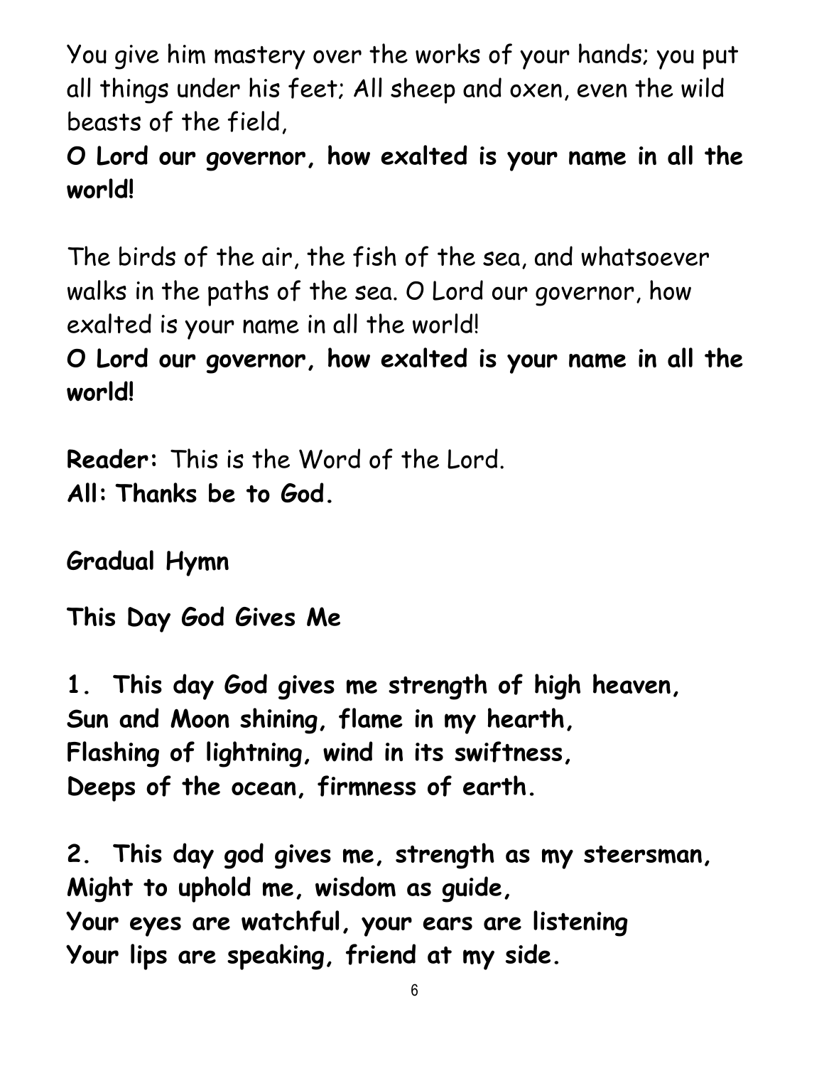You give him mastery over the works of your hands; you put all things under his feet; All sheep and oxen, even the wild beasts of the field,

**O Lord our governor, how exalted is your name in all the world!**

The birds of the air, the fish of the sea, and whatsoever walks in the paths of the sea. O Lord our governor, how exalted is your name in all the world!

**O Lord our governor, how exalted is your name in all the world!**

**Reader:** This is the Word of the Lord.
**All: Thanks be to God.**

**Gradual Hymn**

**This Day God Gives Me**

**1. This day God gives me strength of high heaven,**
**Sun and Moon shining, flame in my hearth,**
**Flashing of lightning, wind in its swiftness,**
**Deeps of the ocean, firmness of earth.**

**2. This day god gives me, strength as my steersman,**
**Might to uphold me, wisdom as guide,**
**Your eyes are watchful, your ears are listening**
**Your lips are speaking, friend at my side.**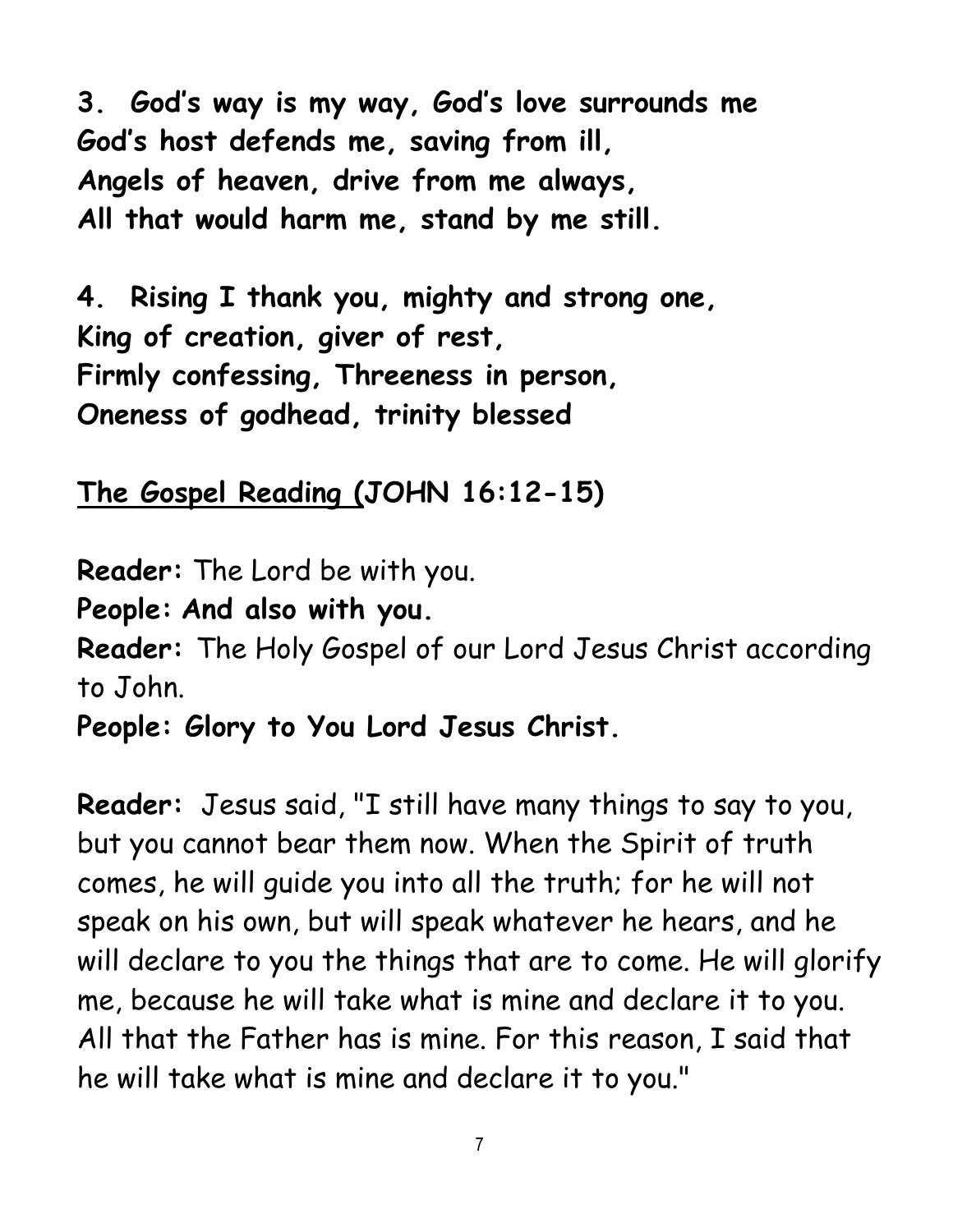**3. God's way is my way, God's love surrounds me**
**God's host defends me, saving from ill,**
**Angels of heaven, drive from me always,**
**All that would harm me, stand by me still.**

**4. Rising I thank you, mighty and strong one,**
**King of creation, giver of rest,**
**Firmly confessing, Threeness in person,**
**Oneness of godhead, trinity blessed**

**<u>The Gospel Reading (</u>JOHN 16:12-15)**

**Reader:** The Lord be with you.
**People: And also with you.**
**Reader:** The Holy Gospel of our Lord Jesus Christ according to John.
**People: Glory to You Lord Jesus Christ.**

**Reader:** Jesus said, "I still have many things to say to you, but you cannot bear them now. When the Spirit of truth comes, he will guide you into all the truth; for he will not speak on his own, but will speak whatever he hears, and he will declare to you the things that are to come. He will glorify me, because he will take what is mine and declare it to you. All that the Father has is mine. For this reason, I said that he will take what is mine and declare it to you."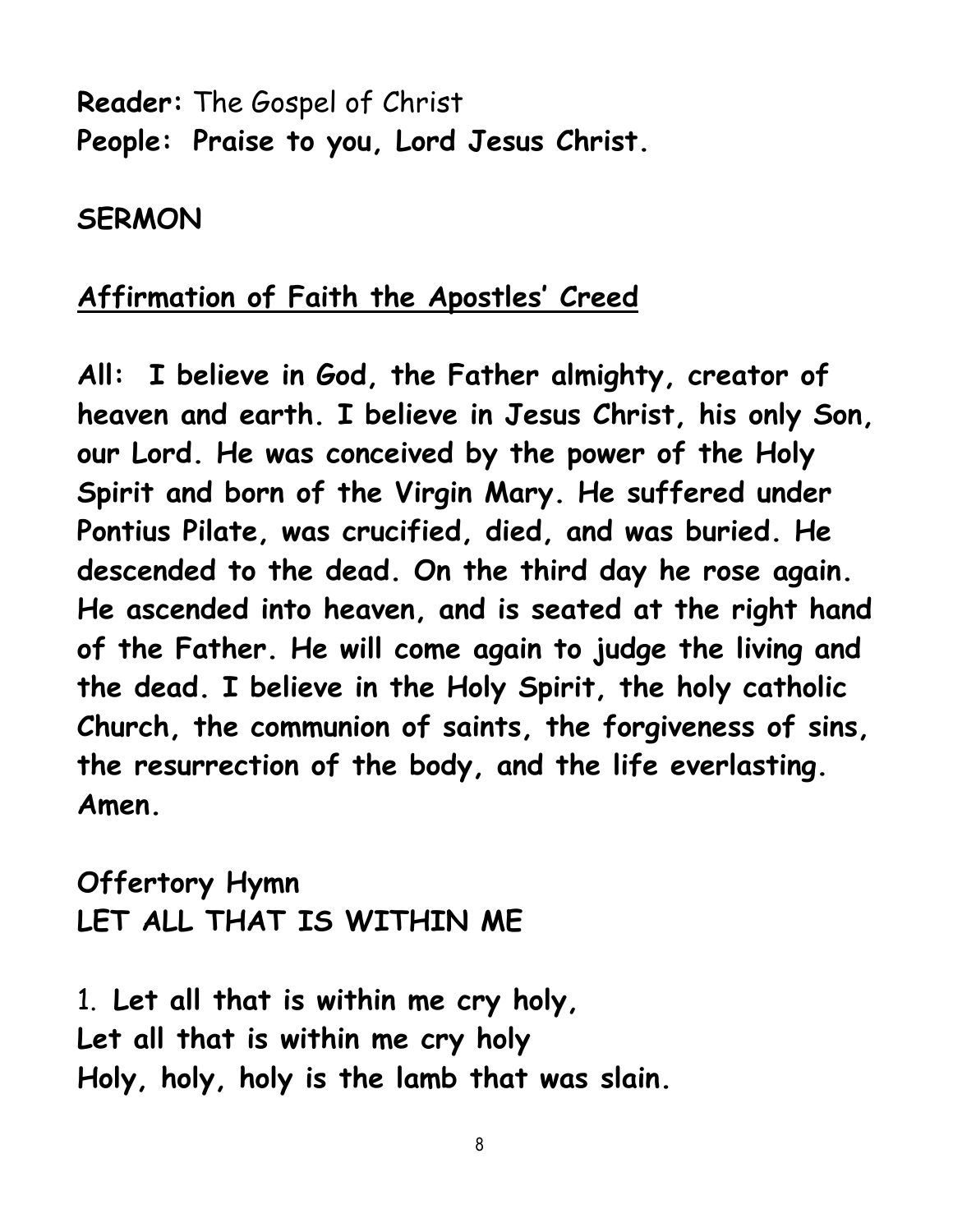**Reader:** The Gospel of Christ
**People: Praise to you, Lord Jesus Christ.**

**SERMON**

**Affirmation of Faith the Apostles' Creed**

**All: I believe in God, the Father almighty, creator of heaven and earth. I believe in Jesus Christ, his only Son, our Lord. He was conceived by the power of the Holy Spirit and born of the Virgin Mary. He suffered under Pontius Pilate, was crucified, died, and was buried. He descended to the dead. On the third day he rose again. He ascended into heaven, and is seated at the right hand of the Father. He will come again to judge the living and the dead. I believe in the Holy Spirit, the holy catholic Church, the communion of saints, the forgiveness of sins, the resurrection of the body, and the life everlasting. Amen.**

**Offertory Hymn**
**LET ALL THAT IS WITHIN ME**

1. **Let all that is within me cry holy,**
**Let all that is within me cry holy**
**Holy, holy, holy is the lamb that was slain.**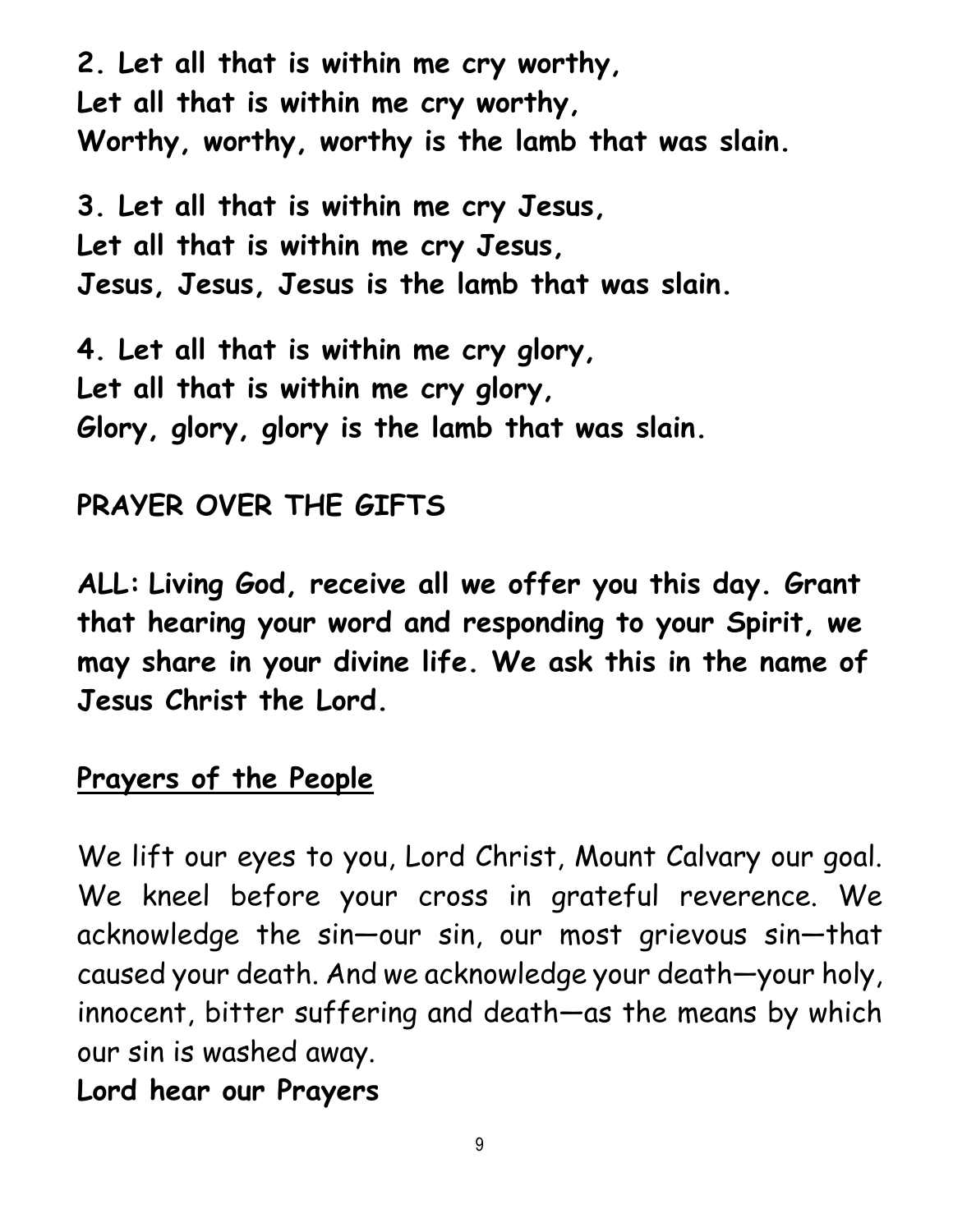**2. Let all that is within me cry worthy,**
**Let all that is within me cry worthy,**
**Worthy, worthy, worthy is the lamb that was slain.**

**3. Let all that is within me cry Jesus,**
**Let all that is within me cry Jesus,**
**Jesus, Jesus, Jesus is the lamb that was slain.**

**4. Let all that is within me cry glory,**
**Let all that is within me cry glory,**
**Glory, glory, glory is the lamb that was slain.**

**PRAYER OVER THE GIFTS**

**ALL: Living God, receive all we offer you this day. Grant that hearing your word and responding to your Spirit, we may share in your divine life. We ask this in the name of Jesus Christ the Lord.**

**Prayers of the People**

We lift our eyes to you, Lord Christ, Mount Calvary our goal. We kneel before your cross in grateful reverence. We acknowledge the sin—our sin, our most grievous sin—that caused your death. And we acknowledge your death—your holy, innocent, bitter suffering and death—as the means by which our sin is washed away.
**Lord hear our Prayers**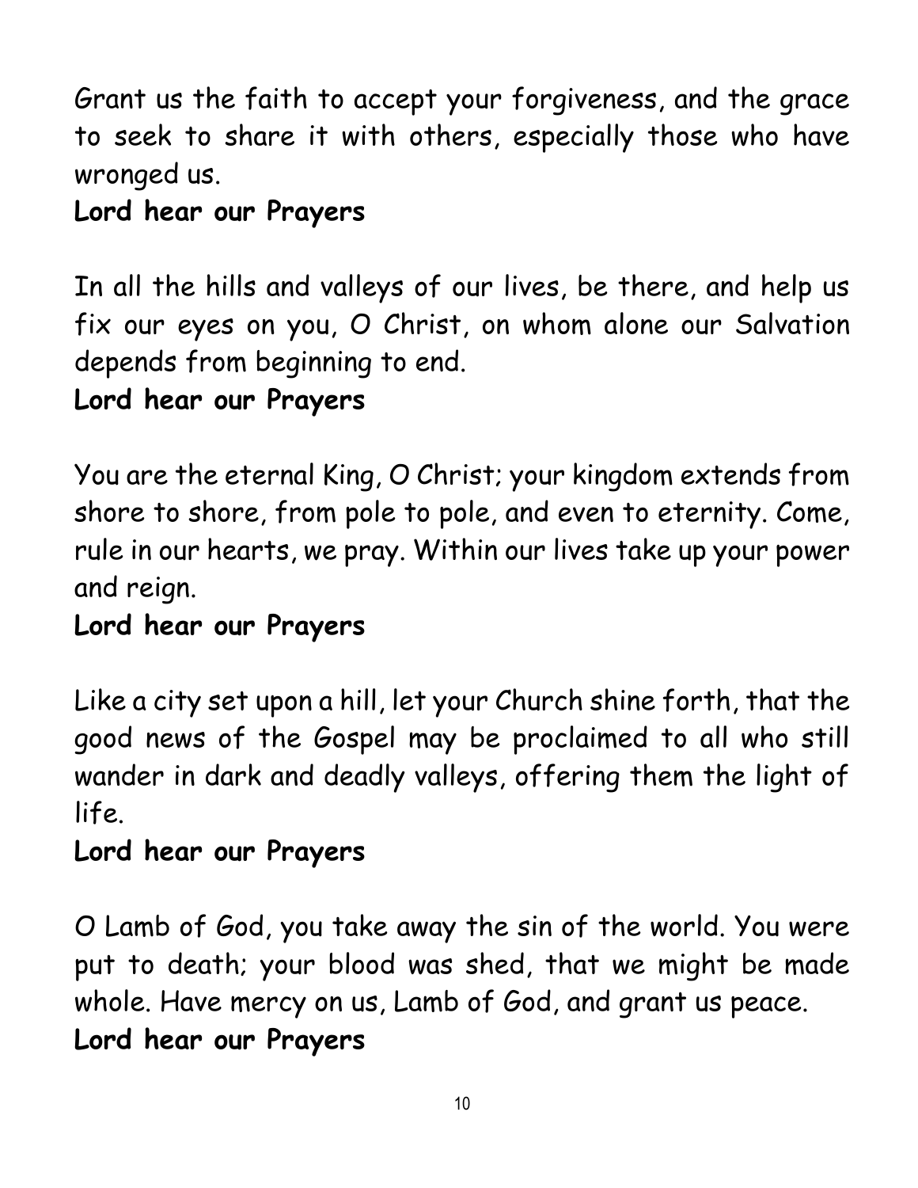Grant us the faith to accept your forgiveness, and the grace to seek to share it with others, especially those who have wronged us.
**Lord hear our Prayers**

In all the hills and valleys of our lives, be there, and help us fix our eyes on you, O Christ, on whom alone our Salvation depends from beginning to end.
**Lord hear our Prayers**

You are the eternal King, O Christ; your kingdom extends from shore to shore, from pole to pole, and even to eternity. Come, rule in our hearts, we pray. Within our lives take up your power and reign.
**Lord hear our Prayers**

Like a city set upon a hill, let your Church shine forth, that the good news of the Gospel may be proclaimed to all who still wander in dark and deadly valleys, offering them the light of life.
**Lord hear our Prayers**

O Lamb of God, you take away the sin of the world. You were put to death; your blood was shed, that we might be made whole. Have mercy on us, Lamb of God, and grant us peace.
**Lord hear our Prayers**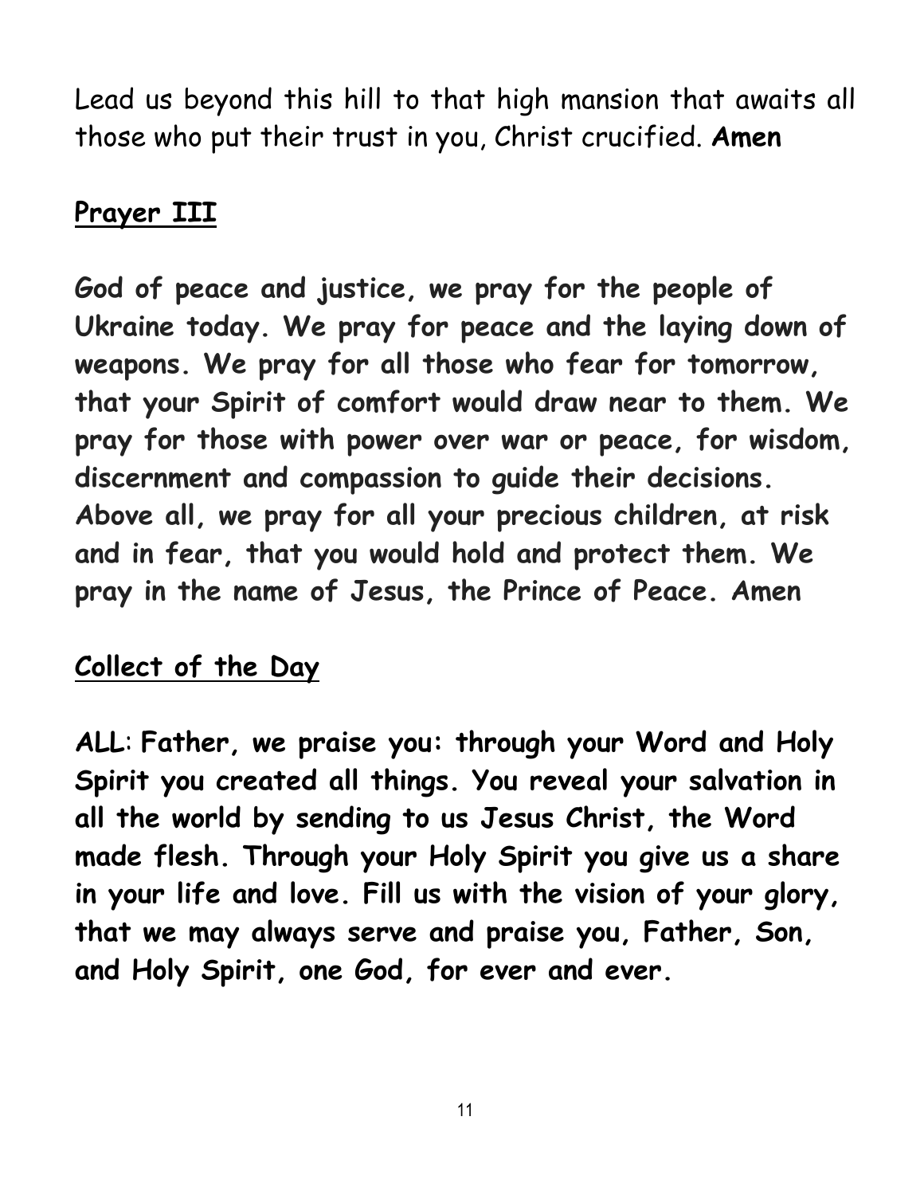Lead us beyond this hill to that high mansion that awaits all those who put their trust in you, Christ crucified. **Amen**

## Prayer III

**God of peace and justice, we pray for the people of Ukraine today. We pray for peace and the laying down of weapons. We pray for all those who fear for tomorrow, that your Spirit of comfort would draw near to them. We pray for those with power over war or peace, for wisdom, discernment and compassion to guide their decisions. Above all, we pray for all your precious children, at risk and in fear, that you would hold and protect them. We pray in the name of Jesus, the Prince of Peace. Amen**

## Collect of the Day

**ALL: Father, we praise you: through your Word and Holy Spirit you created all things. You reveal your salvation in all the world by sending to us Jesus Christ, the Word made flesh. Through your Holy Spirit you give us a share in your life and love. Fill us with the vision of your glory, that we may always serve and praise you, Father, Son, and Holy Spirit, one God, for ever and ever.**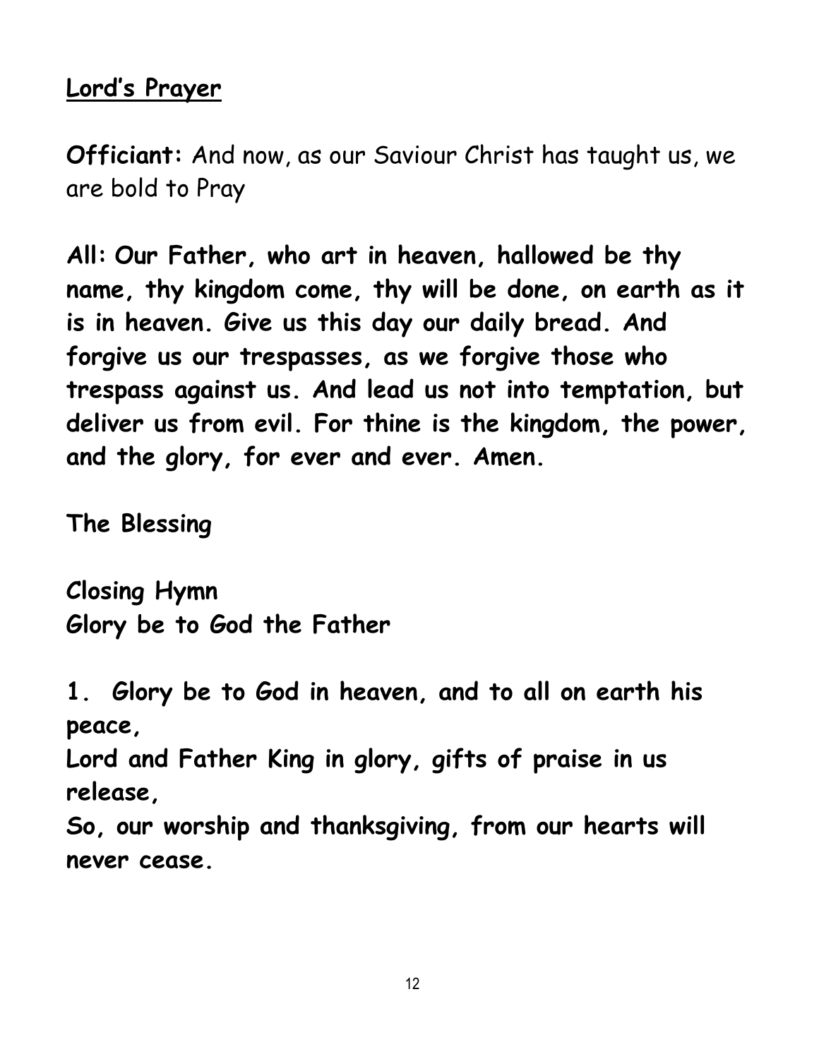## Lord's Prayer

**Officiant:** And now, as our Saviour Christ has taught us, we are bold to Pray

**All: Our Father, who art in heaven, hallowed be thy name, thy kingdom come, thy will be done, on earth as it is in heaven. Give us this day our daily bread. And forgive us our trespasses, as we forgive those who trespass against us. And lead us not into temptation, but deliver us from evil. For thine is the kingdom, the power, and the glory, for ever and ever. Amen.**

**The Blessing**

**Closing Hymn**
**Glory be to God the Father**

**1. Glory be to God in heaven, and to all on earth his peace,**
**Lord and Father King in glory, gifts of praise in us release,**
**So, our worship and thanksgiving, from our hearts will never cease.**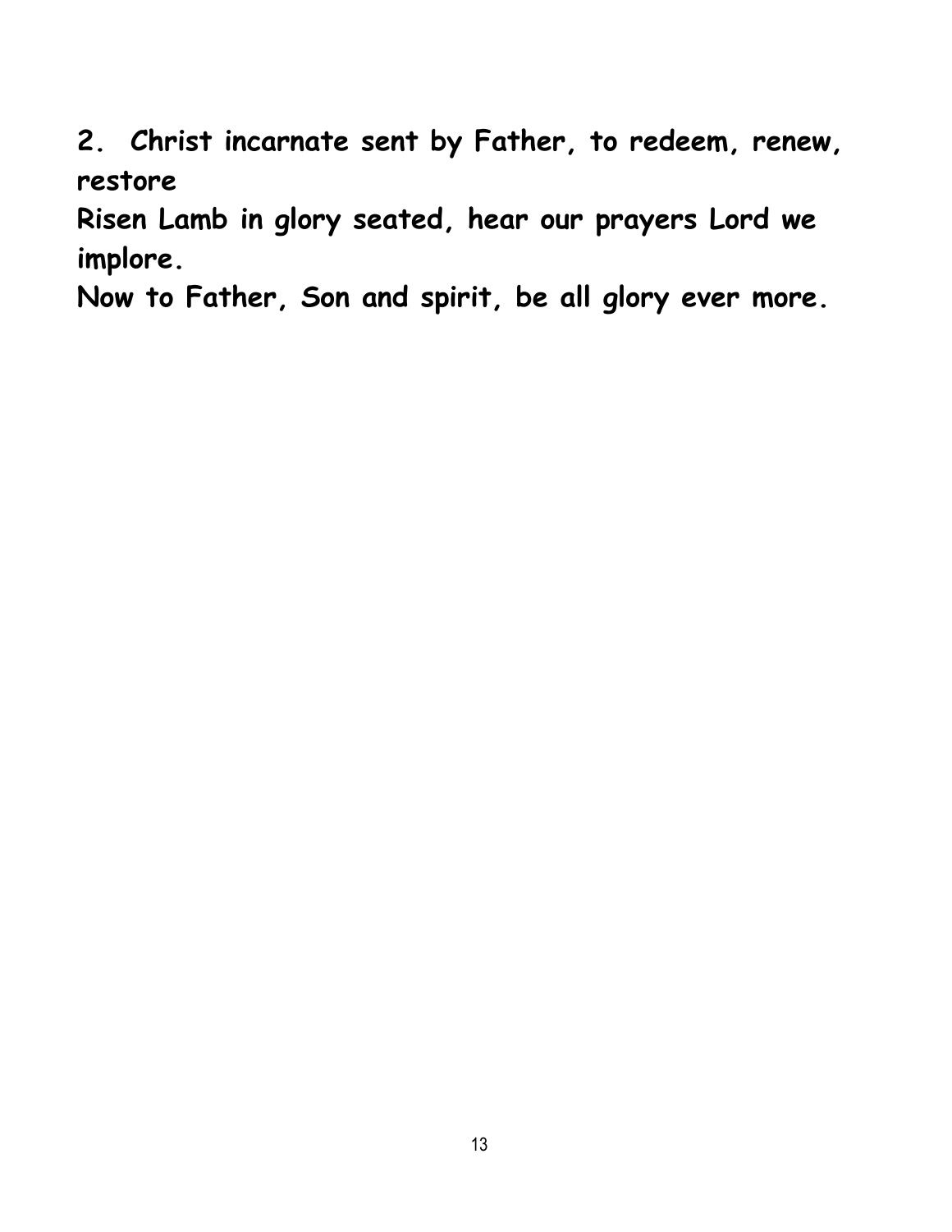**2. Christ incarnate sent by Father, to redeem, renew, restore**
**Risen Lamb in glory seated, hear our prayers Lord we implore.**
**Now to Father, Son and spirit, be all glory ever more.**